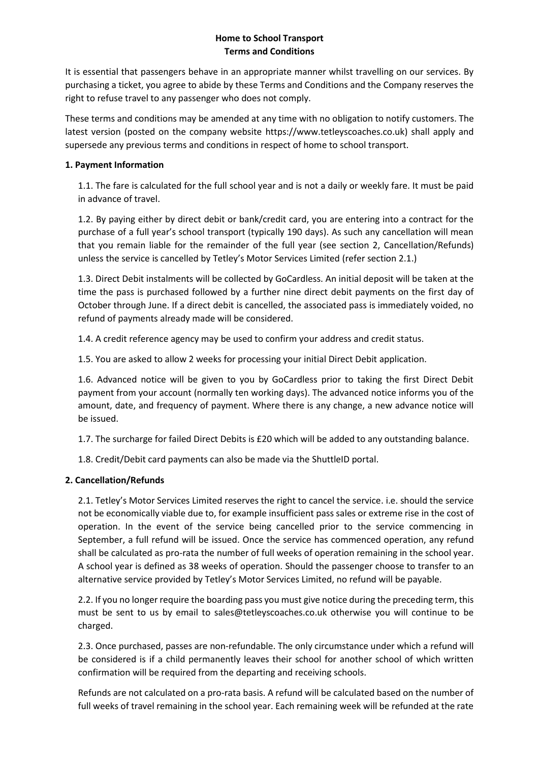# Home to School Transport
# Terms and Conditions

It is essential that passengers behave in an appropriate manner whilst travelling on our services. By purchasing a ticket, you agree to abide by these Terms and Conditions and the Company reserves the right to refuse travel to any passenger who does not comply.

These terms and conditions may be amended at any time with no obligation to notify customers. The latest version (posted on the company website https://www.tetleyscoaches.co.uk) shall apply and supersede any previous terms and conditions in respect of home to school transport.

## 1. Payment Information

1.1. The fare is calculated for the full school year and is not a daily or weekly fare. It must be paid in advance of travel.

1.2. By paying either by direct debit or bank/credit card, you are entering into a contract for the purchase of a full year's school transport (typically 190 days). As such any cancellation will mean that you remain liable for the remainder of the full year (see section 2, Cancellation/Refunds) unless the service is cancelled by Tetley's Motor Services Limited (refer section 2.1.)

1.3. Direct Debit instalments will be collected by GoCardless. An initial deposit will be taken at the time the pass is purchased followed by a further nine direct debit payments on the first day of October through June. If a direct debit is cancelled, the associated pass is immediately voided, no refund of payments already made will be considered.

1.4. A credit reference agency may be used to confirm your address and credit status.

1.5. You are asked to allow 2 weeks for processing your initial Direct Debit application.

1.6. Advanced notice will be given to you by GoCardless prior to taking the first Direct Debit payment from your account (normally ten working days). The advanced notice informs you of the amount, date, and frequency of payment. Where there is any change, a new advance notice will be issued.

1.7. The surcharge for failed Direct Debits is £20 which will be added to any outstanding balance.

1.8. Credit/Debit card payments can also be made via the ShuttleID portal.

## 2. Cancellation/Refunds

2.1. Tetley's Motor Services Limited reserves the right to cancel the service. i.e. should the service not be economically viable due to, for example insufficient pass sales or extreme rise in the cost of operation. In the event of the service being cancelled prior to the service commencing in September, a full refund will be issued. Once the service has commenced operation, any refund shall be calculated as pro-rata the number of full weeks of operation remaining in the school year. A school year is defined as 38 weeks of operation. Should the passenger choose to transfer to an alternative service provided by Tetley's Motor Services Limited, no refund will be payable.

2.2. If you no longer require the boarding pass you must give notice during the preceding term, this must be sent to us by email to sales@tetleyscoaches.co.uk otherwise you will continue to be charged.

2.3. Once purchased, passes are non-refundable. The only circumstance under which a refund will be considered is if a child permanently leaves their school for another school of which written confirmation will be required from the departing and receiving schools.

Refunds are not calculated on a pro-rata basis. A refund will be calculated based on the number of full weeks of travel remaining in the school year. Each remaining week will be refunded at the rate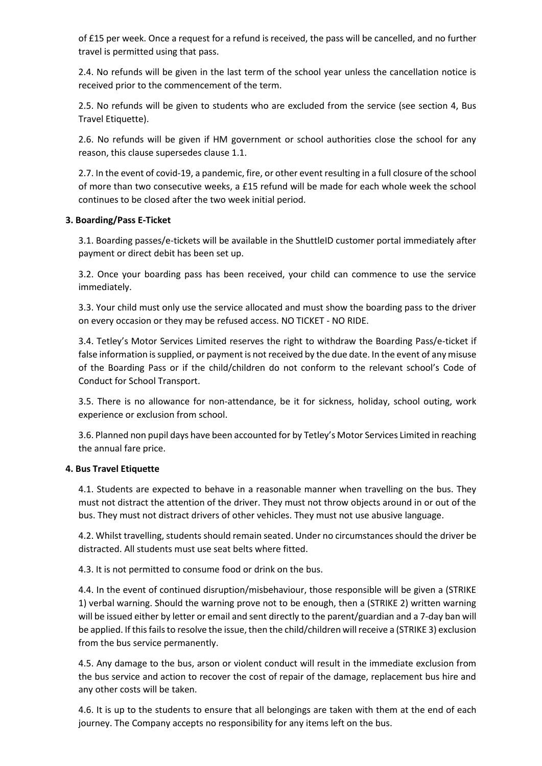of £15 per week. Once a request for a refund is received, the pass will be cancelled, and no further travel is permitted using that pass.

2.4. No refunds will be given in the last term of the school year unless the cancellation notice is received prior to the commencement of the term.

2.5. No refunds will be given to students who are excluded from the service (see section 4, Bus Travel Etiquette).

2.6. No refunds will be given if HM government or school authorities close the school for any reason, this clause supersedes clause 1.1.

2.7. In the event of covid-19, a pandemic, fire, or other event resulting in a full closure of the school of more than two consecutive weeks, a £15 refund will be made for each whole week the school continues to be closed after the two week initial period.

**3. Boarding/Pass E-Ticket**

3.1. Boarding passes/e-tickets will be available in the ShuttleID customer portal immediately after payment or direct debit has been set up.

3.2. Once your boarding pass has been received, your child can commence to use the service immediately.

3.3. Your child must only use the service allocated and must show the boarding pass to the driver on every occasion or they may be refused access. NO TICKET - NO RIDE.

3.4. Tetley's Motor Services Limited reserves the right to withdraw the Boarding Pass/e-ticket if false information is supplied, or payment is not received by the due date. In the event of any misuse of the Boarding Pass or if the child/children do not conform to the relevant school's Code of Conduct for School Transport.

3.5. There is no allowance for non-attendance, be it for sickness, holiday, school outing, work experience or exclusion from school.

3.6. Planned non pupil days have been accounted for by Tetley's Motor Services Limited in reaching the annual fare price.

**4. Bus Travel Etiquette**

4.1. Students are expected to behave in a reasonable manner when travelling on the bus. They must not distract the attention of the driver. They must not throw objects around in or out of the bus. They must not distract drivers of other vehicles. They must not use abusive language.

4.2. Whilst travelling, students should remain seated. Under no circumstances should the driver be distracted. All students must use seat belts where fitted.

4.3. It is not permitted to consume food or drink on the bus.

4.4. In the event of continued disruption/misbehaviour, those responsible will be given a (STRIKE 1) verbal warning. Should the warning prove not to be enough, then a (STRIKE 2) written warning will be issued either by letter or email and sent directly to the parent/guardian and a 7-day ban will be applied. If this fails to resolve the issue, then the child/children will receive a (STRIKE 3) exclusion from the bus service permanently.

4.5. Any damage to the bus, arson or violent conduct will result in the immediate exclusion from the bus service and action to recover the cost of repair of the damage, replacement bus hire and any other costs will be taken.

4.6. It is up to the students to ensure that all belongings are taken with them at the end of each journey. The Company accepts no responsibility for any items left on the bus.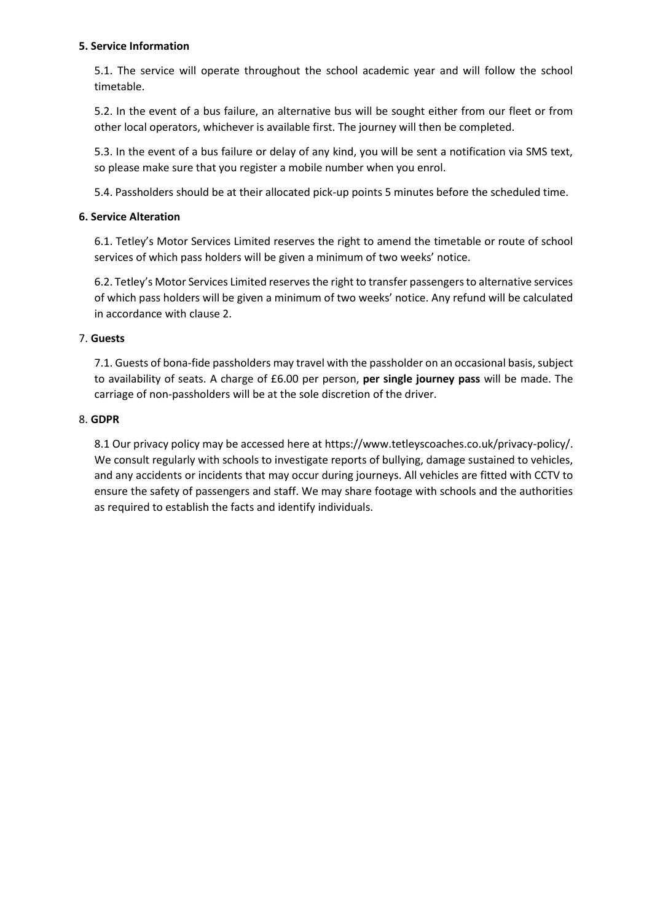**5. Service Information**

5.1. The service will operate throughout the school academic year and will follow the school timetable.

5.2. In the event of a bus failure, an alternative bus will be sought either from our fleet or from other local operators, whichever is available first. The journey will then be completed.

5.3. In the event of a bus failure or delay of any kind, you will be sent a notification via SMS text, so please make sure that you register a mobile number when you enrol.

5.4. Passholders should be at their allocated pick-up points 5 minutes before the scheduled time.

**6. Service Alteration**

6.1. Tetley's Motor Services Limited reserves the right to amend the timetable or route of school services of which pass holders will be given a minimum of two weeks' notice.

6.2. Tetley's Motor Services Limited reserves the right to transfer passengers to alternative services of which pass holders will be given a minimum of two weeks' notice. Any refund will be calculated in accordance with clause 2.

7. **Guests**

7.1. Guests of bona-fide passholders may travel with the passholder on an occasional basis, subject to availability of seats. A charge of £6.00 per person, **per single journey pass** will be made. The carriage of non-passholders will be at the sole discretion of the driver.

8. **GDPR**

8.1 Our privacy policy may be accessed here at https://www.tetleyscoaches.co.uk/privacy-policy/. We consult regularly with schools to investigate reports of bullying, damage sustained to vehicles, and any accidents or incidents that may occur during journeys. All vehicles are fitted with CCTV to ensure the safety of passengers and staff. We may share footage with schools and the authorities as required to establish the facts and identify individuals.